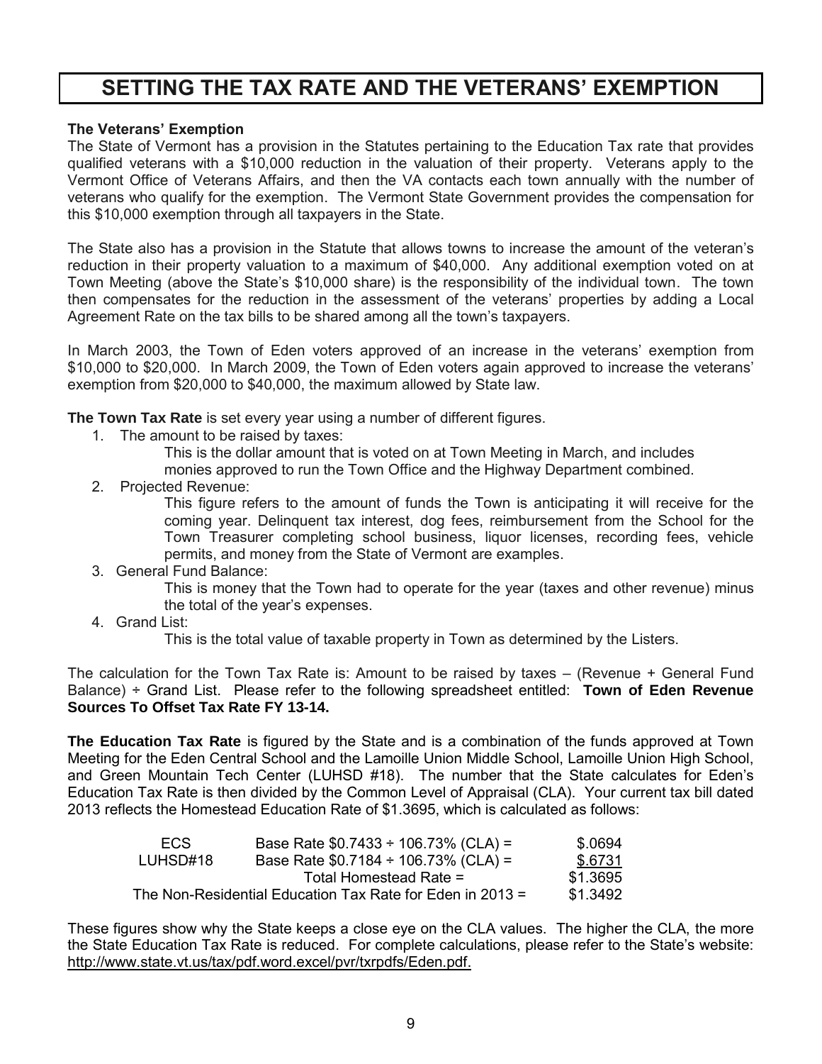# SETTING THE TAX RATE AND THE VETERANS' EXEMPTION

**The Veterans' Exemption**

The State of Vermont has a provision in the Statutes pertaining to the Education Tax rate that provides qualified veterans with a $10,000 reduction in the valuation of their property. Veterans apply to the Vermont Office of Veterans Affairs, and then the VA contacts each town annually with the number of veterans who qualify for the exemption. The Vermont State Government provides the compensation for this $10,000 exemption through all taxpayers in the State.

The State also has a provision in the Statute that allows towns to increase the amount of the veteran's reduction in their property valuation to a maximum of $40,000. Any additional exemption voted on at Town Meeting (above the State's $10,000 share) is the responsibility of the individual town. The town then compensates for the reduction in the assessment of the veterans' properties by adding a Local Agreement Rate on the tax bills to be shared among all the town's taxpayers.

In March 2003, the Town of Eden voters approved of an increase in the veterans' exemption from $10,000 to $20,000. In March 2009, the Town of Eden voters again approved to increase the veterans' exemption from $20,000 to $40,000, the maximum allowed by State law.

**The Town Tax Rate** is set every year using a number of different figures.

1. The amount to be raised by taxes:
   This is the dollar amount that is voted on at Town Meeting in March, and includes monies approved to run the Town Office and the Highway Department combined.
2. Projected Revenue:
   This figure refers to the amount of funds the Town is anticipating it will receive for the coming year. Delinquent tax interest, dog fees, reimbursement from the School for the Town Treasurer completing school business, liquor licenses, recording fees, vehicle permits, and money from the State of Vermont are examples.
3. General Fund Balance:
   This is money that the Town had to operate for the year (taxes and other revenue) minus the total of the year's expenses.
4. Grand List:
   This is the total value of taxable property in Town as determined by the Listers.

The calculation for the Town Tax Rate is: Amount to be raised by taxes – (Revenue + General Fund Balance) ÷ Grand List. Please refer to the following spreadsheet entitled: **Town of Eden Revenue Sources To Offset Tax Rate FY 13-14.**

**The Education Tax Rate** is figured by the State and is a combination of the funds approved at Town Meeting for the Eden Central School and the Lamoille Union Middle School, Lamoille Union High School, and Green Mountain Tech Center (LUHSD #18). The number that the State calculates for Eden's Education Tax Rate is then divided by the Common Level of Appraisal (CLA). Your current tax bill dated 2013 reflects the Homestead Education Rate of $1.3695, which is calculated as follows:

| | | |
|---|---|---|
| ECS | Base Rate $0.7433 ÷ 106.73% (CLA) = | $.0694 |
| LUHSD#18 | Base Rate $0.7184 ÷ 106.73% (CLA) = | $.6731 |
| | Total Homestead Rate = | $1.3695 |
| The Non-Residential Education Tax Rate for Eden in 2013 = | | $1.3492 |

These figures show why the State keeps a close eye on the CLA values. The higher the CLA, the more the State Education Tax Rate is reduced. For complete calculations, please refer to the State's website: http://www.state.vt.us/tax/pdf.word.excel/pvr/txrpdfs/Eden.pdf.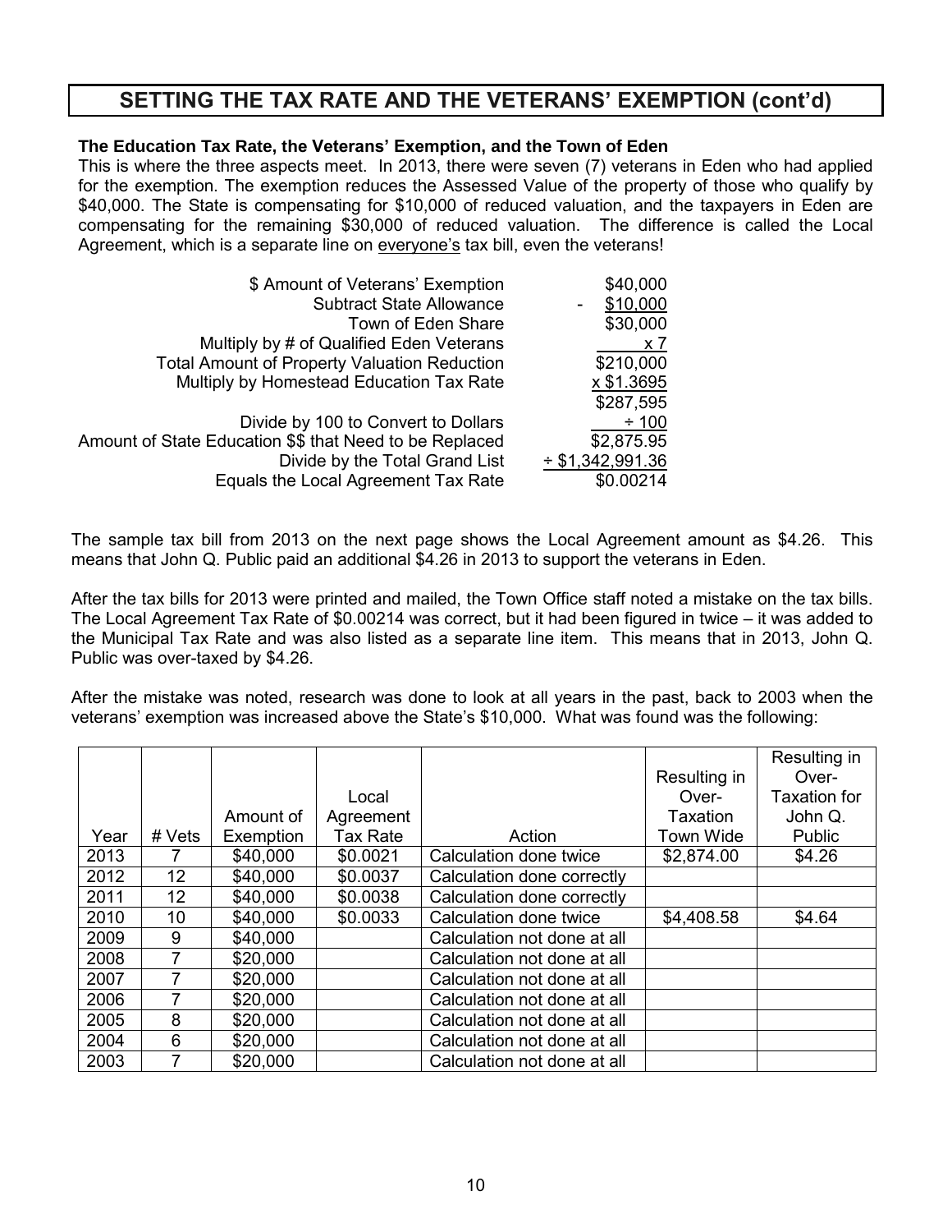## SETTING THE TAX RATE AND THE VETERANS' EXEMPTION (cont'd)

**The Education Tax Rate, the Veterans' Exemption, and the Town of Eden**

This is where the three aspects meet. In 2013, there were seven (7) veterans in Eden who had applied for the exemption. The exemption reduces the Assessed Value of the property of those who qualify by $40,000. The State is compensating for $10,000 of reduced valuation, and the taxpayers in Eden are compensating for the remaining $30,000 of reduced valuation. The difference is called the Local Agreement, which is a separate line on <u>everyone's</u> tax bill, even the veterans!

| | |
|---:|---:|
| $ Amount of Veterans' Exemption | $40,000 |
| Subtract State Allowance | - $10,000 |
| Town of Eden Share | $30,000 |
| Multiply by # of Qualified Eden Veterans | x 7 |
| Total Amount of Property Valuation Reduction | $210,000 |
| Multiply by Homestead Education Tax Rate | x $1.3695 |
| | $287,595 |
| Divide by 100 to Convert to Dollars | ÷ 100 |
| Amount of State Education $$ that Need to be Replaced | $2,875.95 |
| Divide by the Total Grand List | ÷ $1,342,991.36 |
| Equals the Local Agreement Tax Rate | $0.00214 |

The sample tax bill from 2013 on the next page shows the Local Agreement amount as $4.26. This means that John Q. Public paid an additional $4.26 in 2013 to support the veterans in Eden.

After the tax bills for 2013 were printed and mailed, the Town Office staff noted a mistake on the tax bills. The Local Agreement Tax Rate of $0.00214 was correct, but it had been figured in twice – it was added to the Municipal Tax Rate and was also listed as a separate line item. This means that in 2013, John Q. Public was over-taxed by $4.26.

After the mistake was noted, research was done to look at all years in the past, back to 2003 when the veterans' exemption was increased above the State's $10,000. What was found was the following:

| Year | # Vets | Amount of Exemption | Local Agreement Tax Rate | Action | Resulting in Over-Taxation Town Wide | Resulting in Over-Taxation for John Q. Public |
|---|---|---|---|---|---|---|
| 2013 | 7 | $40,000 | $0.0021 | Calculation done twice | $2,874.00 | $4.26 |
| 2012 | 12 | $40,000 | $0.0037 | Calculation done correctly | | |
| 2011 | 12 | $40,000 | $0.0038 | Calculation done correctly | | |
| 2010 | 10 | $40,000 | $0.0033 | Calculation done twice | $4,408.58 | $4.64 |
| 2009 | 9 | $40,000 | | Calculation not done at all | | |
| 2008 | 7 | $20,000 | | Calculation not done at all | | |
| 2007 | 7 | $20,000 | | Calculation not done at all | | |
| 2006 | 7 | $20,000 | | Calculation not done at all | | |
| 2005 | 8 | $20,000 | | Calculation not done at all | | |
| 2004 | 6 | $20,000 | | Calculation not done at all | | |
| 2003 | 7 | $20,000 | | Calculation not done at all | | |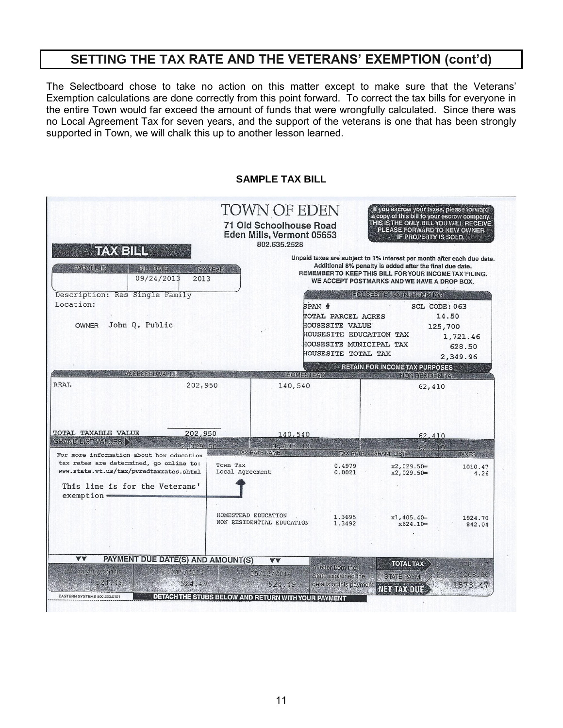## SETTING THE TAX RATE AND THE VETERANS' EXEMPTION (cont'd)

The Selectboard chose to take no action on this matter except to make sure that the Veterans' Exemption calculations are done correctly from this point forward. To correct the tax bills for everyone in the entire Town would far exceed the amount of funds that were wrongfully calculated. Since there was no Local Agreement Tax for seven years, and the support of the veterans is one that has been strongly supported in Town, we will chalk this up to another lesson learned.

**SAMPLE TAX BILL**

**TOWN OF EDEN**
71 Old Schoolhouse Road
Eden Mills, Vermont 05653
802.635.2528

If you escrow your taxes, please forward a copy of this bill to your escrow company. THIS IS THE ONLY BILL YOU WILL RECEIVE. PLEASE FORWARD TO NEW OWNER IF PROPERTY IS SOLD.

**TAX BILL**

Unpaid taxes are subject to 1% interest per month after each due date. Additional 8% penalty is added after the final due date. REMEMBER TO KEEP THIS BILL FOR YOUR INCOME TAX FILING. WE ACCEPT POSTMARKS AND WE HAVE A DROP BOX.

| PARCEL ID | BILL DATE | TAX YEAR |
|---|---|---|
| | 09/24/2013 | 2013 |

Description: Res Single Family
Location:

OWNER John Q. Public

**HOUSESITE TAX INFORMATION**

| | |
|---|---|
| SPAN # | SCL CODE: 063 |
| TOTAL PARCEL ACRES | 14.50 |
| HOUSESITE VALUE | 125,700 |
| HOUSESITE EDUCATION TAX | 1,721.46 |
| HOUSESITE MUNICIPAL TAX | 628.50 |
| HOUSESITE TOTAL TAX | 2,349.96 |

RETAIN FOR INCOME TAX PURPOSES

| | ASSESSED VALUE | HOMESTEAD | NON RESIDENTIAL |
|---|---|---|---|
| REAL | 202,950 | 140,540 | 62,410 |
| TOTAL TAXABLE VALUE | 202,950 | 140,540 | 62,410 |
| GRAND LIST VALUES | 2,029.50 | 1,405.40 | 624.10 |

For more information about how education tax rates are determined, go online to: www.state.vt.us/tax/pvredtaxrates.shtml

This line is for the Veterans' exemption

| TAX RATE NAME | TAX RATE | x GRAND LIST = | TAXES |
|---|---|---|---|
| Town Tax | 0.4979 | x2,029.50= | 1010.47 |
| Local Agreement | 0.0021 | x2,029.50= | 4.26 |
| HOMESTEAD EDUCATION | 1.3695 | x1,405.40= | 1924.70 |
| NON RESIDENTIAL EDUCATION | 1.3492 | x624.10= | 842.04 |

**PAYMENT DUE DATE(S) AND AMOUNT(S)**

| 11/15/2013 | 02/15/2014 | 05/15/2014 |
|---|---|---|
| 524.49 | 524.49 | 524.49 |

A letter from the State explained the details of this payment.

| | |
|---|---|
| TOTAL TAX | 3781.47 |
| STATE PAYMT | 2208.00 |
| NET TAX DUE | 1573.47 |

EASTERN SYSTEMS 800.223.0101

DETACH THE STUBS BELOW AND RETURN WITH YOUR PAYMENT